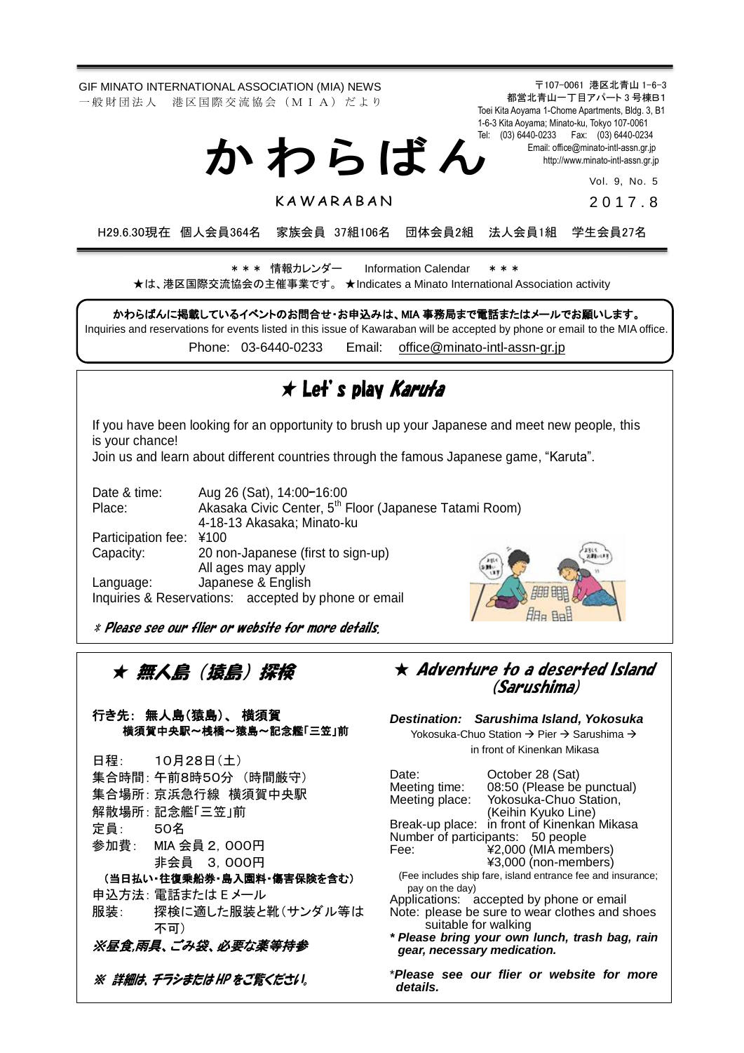GIF MINATO INTERNATIONAL ASSOCIATION (MIA) NEWS
一般財団法人　港区国際交流協会（ＭＩＡ）だより

〒107-0061 港区北青山 1-6-3
都営北青山一丁目アパート３号棟B1
Toei Kita Aoyama 1-Chome Apartments, Bldg. 3, B1
1-6-3 Kita Aoyama; Minato-ku, Tokyo 107-0061
Tel: (03) 6440-0233　Fax: (03) 6440-0234
Email: office@minato-intl-assn.gr.jp
http://www.minato-intl-assn.gr.jp

# かわらばん

KAWARABAN

Vol. 9, No. 5
2017.8

H29.6.30現在　個人会員364名　家族会員 37組106名　団体会員2組　法人会員1組　学生会員27名

＊＊＊ 情報カレンダー　Information Calendar ＊＊＊

★は、港区国際交流協会の主催事業です。 ★Indicates a Minato International Association activity

**かわらばんに掲載しているイベントのお問合せ・お申込みは、MIA 事務局まで電話またはメールでお願いします。**
Inquiries and reservations for events listed in this issue of Kawaraban will be accepted by phone or email to the MIA office.
Phone: 03-6440-0233　Email: office@minato-intl-assn-gr.jp

## ★ Let's play *Karuta*

If you have been looking for an opportunity to brush up your Japanese and meet new people, this is your chance!
Join us and learn about different countries through the famous Japanese game, "Karuta".

Date & time: Aug 26 (Sat), 14:00–16:00
Place: Akasaka Civic Center, 5th Floor (Japanese Tatami Room)
4-18-13 Akasaka; Minato-ku
Participation fee: ¥100
Capacity: 20 non-Japanese (first to sign-up)
All ages may apply
Language: Japanese & English
Inquiries & Reservations: accepted by phone or email

*\* Please see our flier or website for more details.*

## ★ 無人島（猿島）探検

**行き先： 無人島(猿島)、 横須賀**
**横須賀中央駅～桟橋～猿島～記念艦「三笠」前**

日程：　10月28日(土)
集合時間：午前8時50分 （時間厳守）
集合場所：京浜急行線 横須賀中央駅
解散場所：記念艦「三笠」前
定員：　50名
参加費：　MIA 会員 2，000円
　　　　　非会員　3，000円
**（当日払い・往復乗船券・島入園料・傷害保険を含む）**
申込方法：電話またはＥメール
服装：　探検に適した服装と靴（サンダル等は不可）

***※昼食,雨具、ごみ袋、必要な薬等持参***

***※ 詳細は、チラシまたは HP をご覧ください。***

## ★ *Adventure to a deserted Island (Sarushima)*

***Destination: Sarushima Island, Yokosuka***
Yokosuka-Chuo Station → Pier → Sarushima → in front of Kinenkan Mikasa

Date: October 28 (Sat)
Meeting time: 08:50 (Please be punctual)
Meeting place: Yokosuka-Chuo Station, (Keihin Kyuko Line)
Break-up place: in front of Kinenkan Mikasa
Number of participants: 50 people
Fee: ¥2,000 (MIA members)
¥3,000 (non-members)
(Fee includes ship fare, island entrance fee and insurance; pay on the day)
Applications: accepted by phone or email
Note: please be sure to wear clothes and shoes suitable for walking

***\* Please bring your own lunch, trash bag, rain gear, necessary medication.***

*\*Please see our flier or website for more details.*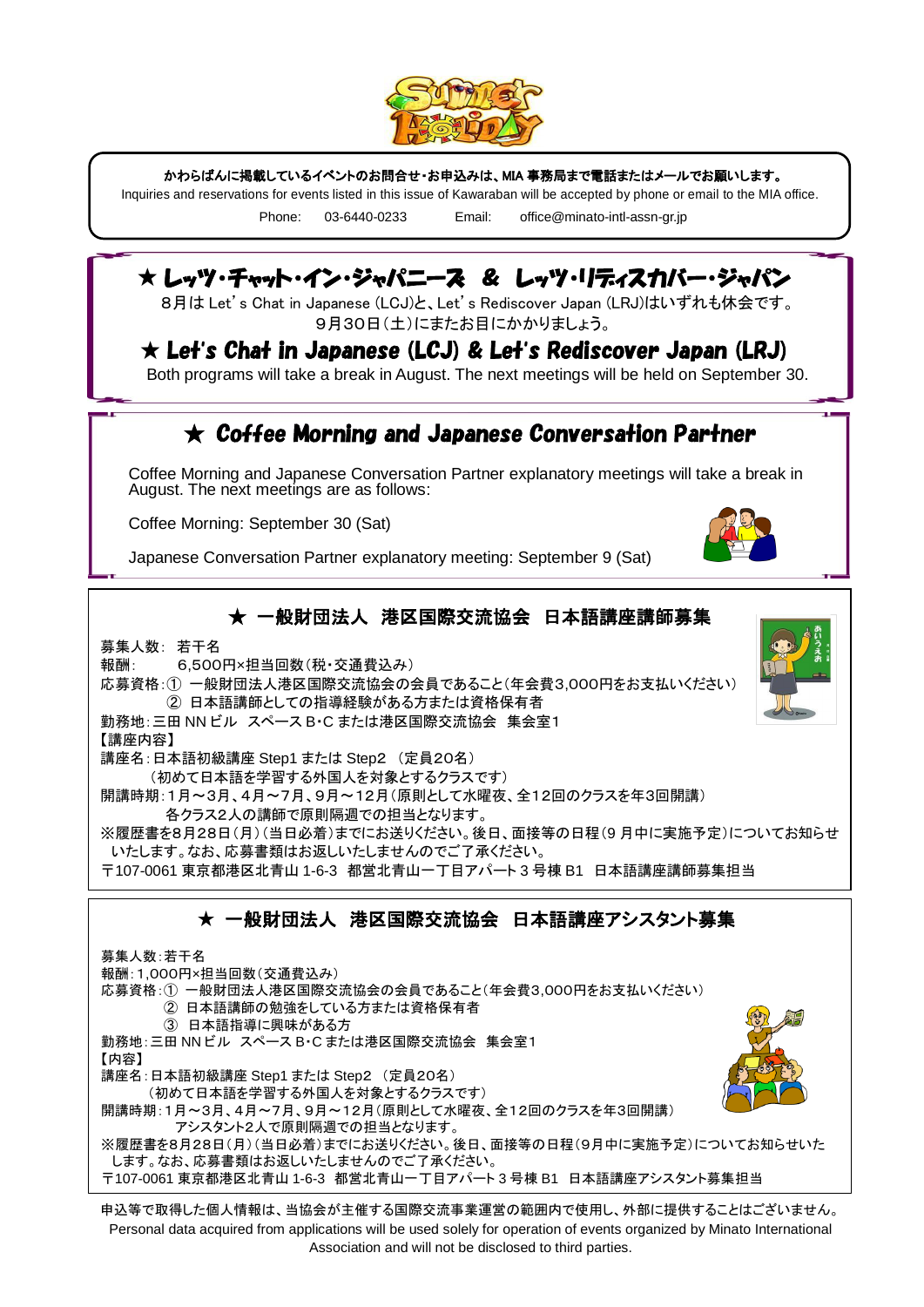かわらばんに掲載しているイベントのお問合せ・お申込みは、MIA 事務局まで電話またはメールでお願いします。
Inquiries and reservations for events listed in this issue of Kawaraban will be accepted by phone or email to the MIA office.

Phone: 03-6440-0233 Email: office@minato-intl-assn-gr.jp

## ★ レッツ・チャット・イン・ジャパニーズ ＆ レッツ・リディスカバー・ジャパン

8月は Let's Chat in Japanese (LCJ)と、Let's Rediscover Japan (LRJ)はいずれも休会です。
9月30日(土)にまたお目にかかりましょう。

## ★ Let's Chat in Japanese (LCJ) & Let's Rediscover Japan (LRJ)

Both programs will take a break in August. The next meetings will be held on September 30.

## ★ Coffee Morning and Japanese Conversation Partner

Coffee Morning and Japanese Conversation Partner explanatory meetings will take a break in August. The next meetings are as follows:

Coffee Morning: September 30 (Sat)

Japanese Conversation Partner explanatory meeting: September 9 (Sat)

## ★ 一般財団法人 港区国際交流協会 日本語講座講師募集

募集人数: 若干名
報酬: 6,500円×担当回数(税・交通費込み)
応募資格:① 一般財団法人港区国際交流協会の会員であること(年会費3,000円をお支払いください)
② 日本語講師としての指導経験がある方または資格保有者
勤務地:三田 NN ビル スペースB･C または港区国際交流協会 集会室1
【講座内容】
講座名:日本語初級講座 Step1 または Step2 (定員20名)
(初めて日本語を学習する外国人を対象とするクラスです)
開講時期:1月～3月、4月～7月、9月～12月(原則として水曜夜、全12回のクラスを年3回開講)
各クラス2人の講師で原則隔週での担当となります。
※履歴書を8月28日(月)(当日必着)までにお送りください。後日、面接等の日程(9 月中に実施予定)についてお知らせいたします。なお、応募書類はお返しいたしませんのでご了承ください。
〒107-0061 東京都港区北青山 1-6-3 都営北青山一丁目アパート 3 号棟 B1 日本語講座講師募集担当

## ★ 一般財団法人 港区国際交流協会 日本語講座アシスタント募集

募集人数:若干名
報酬:1,000円×担当回数(交通費込み)
応募資格:① 一般財団法人港区国際交流協会の会員であること(年会費3,000円をお支払いください)
② 日本語講師の勉強をしている方または資格保有者
③ 日本語指導に興味がある方
勤務地:三田 NN ビル スペースB･C または港区国際交流協会 集会室1
【内容】
講座名:日本語初級講座 Step1 または Step2 (定員20名)
(初めて日本語を学習する外国人を対象とするクラスです)
開講時期:1月～3月、4月～7月、9月～12月(原則として水曜夜、全12回のクラスを年3回開講)
アシスタント2人で原則隔週での担当となります。
※履歴書を8月28日(月)(当日必着)までにお送りください。後日、面接等の日程(9月中に実施予定)についてお知らせいたします。なお、応募書類はお返しいたしませんのでご了承ください。
〒107-0061 東京都港区北青山 1-6-3 都営北青山一丁目アパート 3 号棟 B1 日本語講座アシスタント募集担当

申込等で取得した個人情報は、当協会が主催する国際交流事業運営の範囲内で使用し、外部に提供することはございません。
Personal data acquired from applications will be used solely for operation of events organized by Minato International Association and will not be disclosed to third parties.